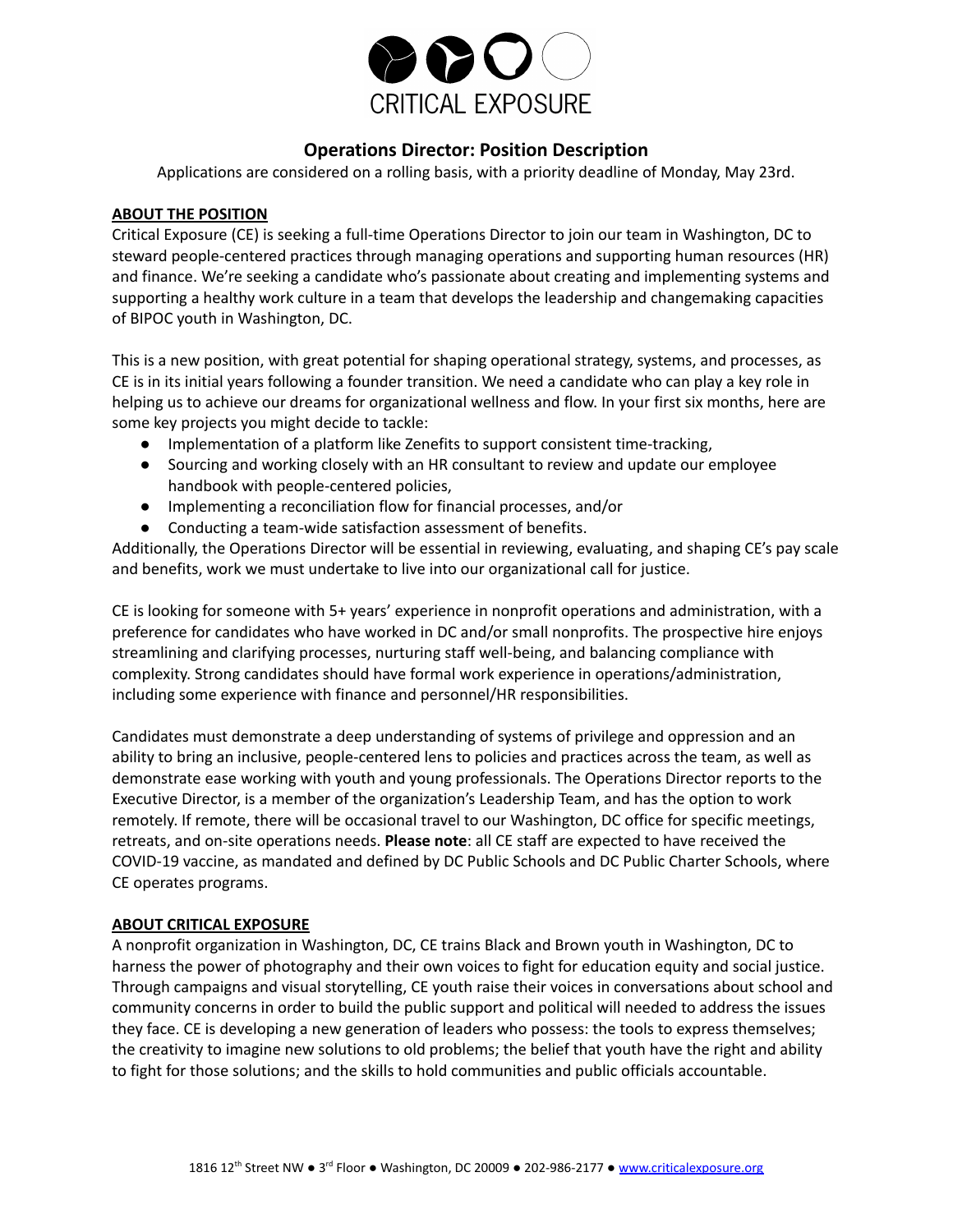CRITICAL EXPOSURE

# Operations Director: Position Description

Applications are considered on a rolling basis, with a priority deadline of Monday, May 23rd.

## ABOUT THE POSITION

Critical Exposure (CE) is seeking a full-time Operations Director to join our team in Washington, DC to steward people-centered practices through managing operations and supporting human resources (HR) and finance. We're seeking a candidate who's passionate about creating and implementing systems and supporting a healthy work culture in a team that develops the leadership and changemaking capacities of BIPOC youth in Washington, DC.

This is a new position, with great potential for shaping operational strategy, systems, and processes, as CE is in its initial years following a founder transition. We need a candidate who can play a key role in helping us to achieve our dreams for organizational wellness and flow. In your first six months, here are some key projects you might decide to tackle:

- Implementation of a platform like Zenefits to support consistent time-tracking,
- Sourcing and working closely with an HR consultant to review and update our employee handbook with people-centered policies,
- Implementing a reconciliation flow for financial processes, and/or
- Conducting a team-wide satisfaction assessment of benefits.

Additionally, the Operations Director will be essential in reviewing, evaluating, and shaping CE's pay scale and benefits, work we must undertake to live into our organizational call for justice.

CE is looking for someone with 5+ years' experience in nonprofit operations and administration, with a preference for candidates who have worked in DC and/or small nonprofits. The prospective hire enjoys streamlining and clarifying processes, nurturing staff well-being, and balancing compliance with complexity. Strong candidates should have formal work experience in operations/administration, including some experience with finance and personnel/HR responsibilities.

Candidates must demonstrate a deep understanding of systems of privilege and oppression and an ability to bring an inclusive, people-centered lens to policies and practices across the team, as well as demonstrate ease working with youth and young professionals. The Operations Director reports to the Executive Director, is a member of the organization's Leadership Team, and has the option to work remotely. If remote, there will be occasional travel to our Washington, DC office for specific meetings, retreats, and on-site operations needs. **Please note**: all CE staff are expected to have received the COVID-19 vaccine, as mandated and defined by DC Public Schools and DC Public Charter Schools, where CE operates programs.

## ABOUT CRITICAL EXPOSURE

A nonprofit organization in Washington, DC, CE trains Black and Brown youth in Washington, DC to harness the power of photography and their own voices to fight for education equity and social justice. Through campaigns and visual storytelling, CE youth raise their voices in conversations about school and community concerns in order to build the public support and political will needed to address the issues they face. CE is developing a new generation of leaders who possess: the tools to express themselves; the creativity to imagine new solutions to old problems; the belief that youth have the right and ability to fight for those solutions; and the skills to hold communities and public officials accountable.

1816 12th Street NW ● 3rd Floor ● Washington, DC 20009 ● 202-986-2177 ● www.criticalexposure.org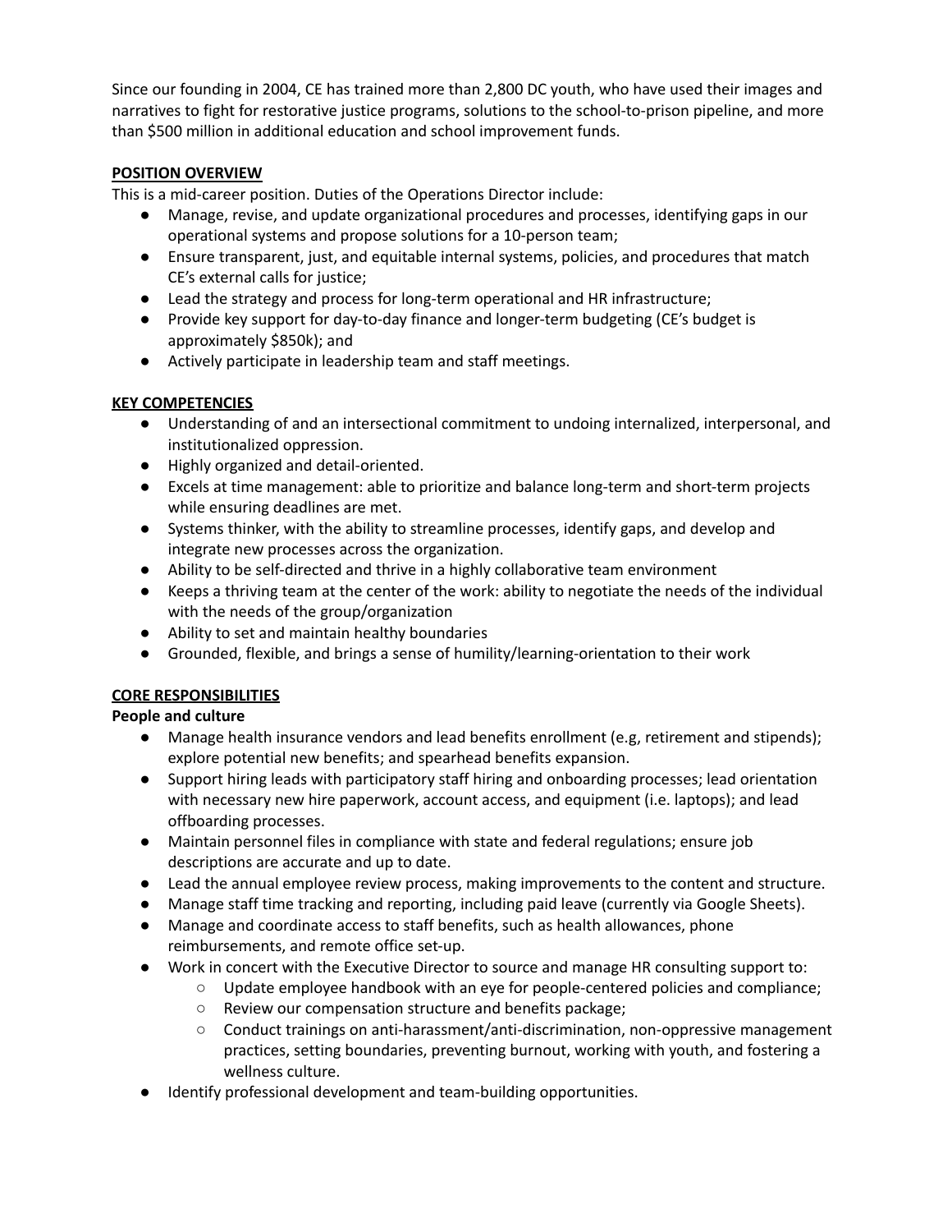Since our founding in 2004, CE has trained more than 2,800 DC youth, who have used their images and narratives to fight for restorative justice programs, solutions to the school-to-prison pipeline, and more than $500 million in additional education and school improvement funds.

## **POSITION OVERVIEW**

This is a mid-career position. Duties of the Operations Director include:

- Manage, revise, and update organizational procedures and processes, identifying gaps in our operational systems and propose solutions for a 10-person team;
- Ensure transparent, just, and equitable internal systems, policies, and procedures that match CE's external calls for justice;
- Lead the strategy and process for long-term operational and HR infrastructure;
- Provide key support for day-to-day finance and longer-term budgeting (CE's budget is approximately $850k); and
- Actively participate in leadership team and staff meetings.

## **KEY COMPETENCIES**

- Understanding of and an intersectional commitment to undoing internalized, interpersonal, and institutionalized oppression.
- Highly organized and detail-oriented.
- Excels at time management: able to prioritize and balance long-term and short-term projects while ensuring deadlines are met.
- Systems thinker, with the ability to streamline processes, identify gaps, and develop and integrate new processes across the organization.
- Ability to be self-directed and thrive in a highly collaborative team environment
- Keeps a thriving team at the center of the work: ability to negotiate the needs of the individual with the needs of the group/organization
- Ability to set and maintain healthy boundaries
- Grounded, flexible, and brings a sense of humility/learning-orientation to their work

## **CORE RESPONSIBILITIES**

### **People and culture**

- Manage health insurance vendors and lead benefits enrollment (e.g, retirement and stipends); explore potential new benefits; and spearhead benefits expansion.
- Support hiring leads with participatory staff hiring and onboarding processes; lead orientation with necessary new hire paperwork, account access, and equipment (i.e. laptops); and lead offboarding processes.
- Maintain personnel files in compliance with state and federal regulations; ensure job descriptions are accurate and up to date.
- Lead the annual employee review process, making improvements to the content and structure.
- Manage staff time tracking and reporting, including paid leave (currently via Google Sheets).
- Manage and coordinate access to staff benefits, such as health allowances, phone reimbursements, and remote office set-up.
- Work in concert with the Executive Director to source and manage HR consulting support to:
  - Update employee handbook with an eye for people-centered policies and compliance;
  - Review our compensation structure and benefits package;
  - Conduct trainings on anti-harassment/anti-discrimination, non-oppressive management practices, setting boundaries, preventing burnout, working with youth, and fostering a wellness culture.
- Identify professional development and team-building opportunities.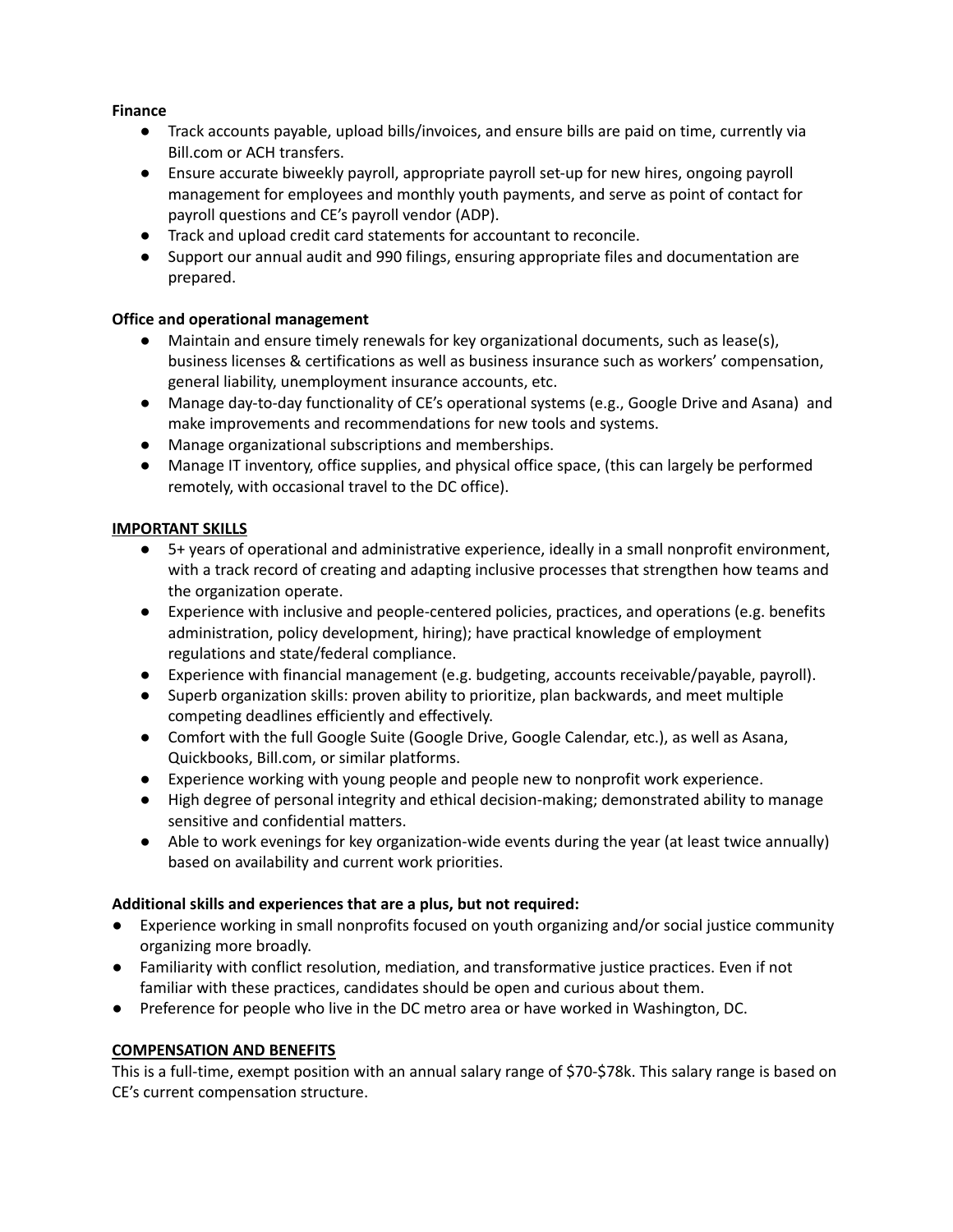**Finance**

- Track accounts payable, upload bills/invoices, and ensure bills are paid on time, currently via Bill.com or ACH transfers.
- Ensure accurate biweekly payroll, appropriate payroll set-up for new hires, ongoing payroll management for employees and monthly youth payments, and serve as point of contact for payroll questions and CE's payroll vendor (ADP).
- Track and upload credit card statements for accountant to reconcile.
- Support our annual audit and 990 filings, ensuring appropriate files and documentation are prepared.

**Office and operational management**

- Maintain and ensure timely renewals for key organizational documents, such as lease(s), business licenses & certifications as well as business insurance such as workers' compensation, general liability, unemployment insurance accounts, etc.
- Manage day-to-day functionality of CE's operational systems (e.g., Google Drive and Asana) and make improvements and recommendations for new tools and systems.
- Manage organizational subscriptions and memberships.
- Manage IT inventory, office supplies, and physical office space, (this can largely be performed remotely, with occasional travel to the DC office).

**IMPORTANT SKILLS**

- 5+ years of operational and administrative experience, ideally in a small nonprofit environment, with a track record of creating and adapting inclusive processes that strengthen how teams and the organization operate.
- Experience with inclusive and people-centered policies, practices, and operations (e.g. benefits administration, policy development, hiring); have practical knowledge of employment regulations and state/federal compliance.
- Experience with financial management (e.g. budgeting, accounts receivable/payable, payroll).
- Superb organization skills: proven ability to prioritize, plan backwards, and meet multiple competing deadlines efficiently and effectively.
- Comfort with the full Google Suite (Google Drive, Google Calendar, etc.), as well as Asana, Quickbooks, Bill.com, or similar platforms.
- Experience working with young people and people new to nonprofit work experience.
- High degree of personal integrity and ethical decision-making; demonstrated ability to manage sensitive and confidential matters.
- Able to work evenings for key organization-wide events during the year (at least twice annually) based on availability and current work priorities.

**Additional skills and experiences that are a plus, but not required:**

- Experience working in small nonprofits focused on youth organizing and/or social justice community organizing more broadly.
- Familiarity with conflict resolution, mediation, and transformative justice practices. Even if not familiar with these practices, candidates should be open and curious about them.
- Preference for people who live in the DC metro area or have worked in Washington, DC.

**COMPENSATION AND BENEFITS**

This is a full-time, exempt position with an annual salary range of $70-$78k. This salary range is based on CE's current compensation structure.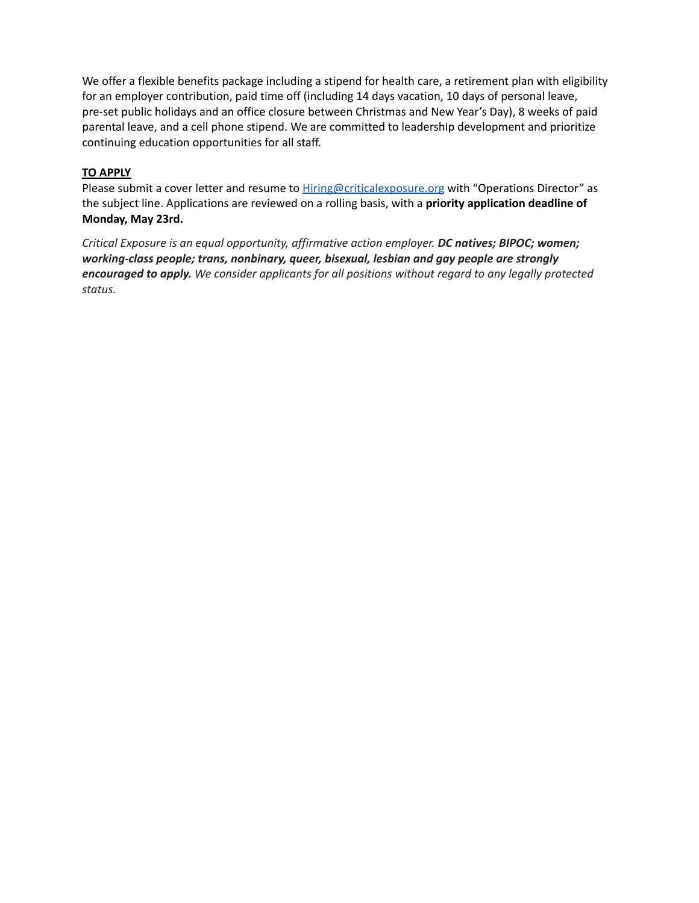We offer a flexible benefits package including a stipend for health care, a retirement plan with eligibility for an employer contribution, paid time off (including 14 days vacation, 10 days of personal leave, pre-set public holidays and an office closure between Christmas and New Year's Day), 8 weeks of paid parental leave, and a cell phone stipend. We are committed to leadership development and prioritize continuing education opportunities for all staff.

**TO APPLY**

Please submit a cover letter and resume to Hiring@criticalexposure.org with "Operations Director" as the subject line. Applications are reviewed on a rolling basis, with a **priority application deadline of Monday, May 23rd.**

*Critical Exposure is an equal opportunity, affirmative action employer.* ***DC natives; BIPOC; women; working-class people; trans, nonbinary, queer, bisexual, lesbian and gay people are strongly encouraged to apply.*** *We consider applicants for all positions without regard to any legally protected status.*